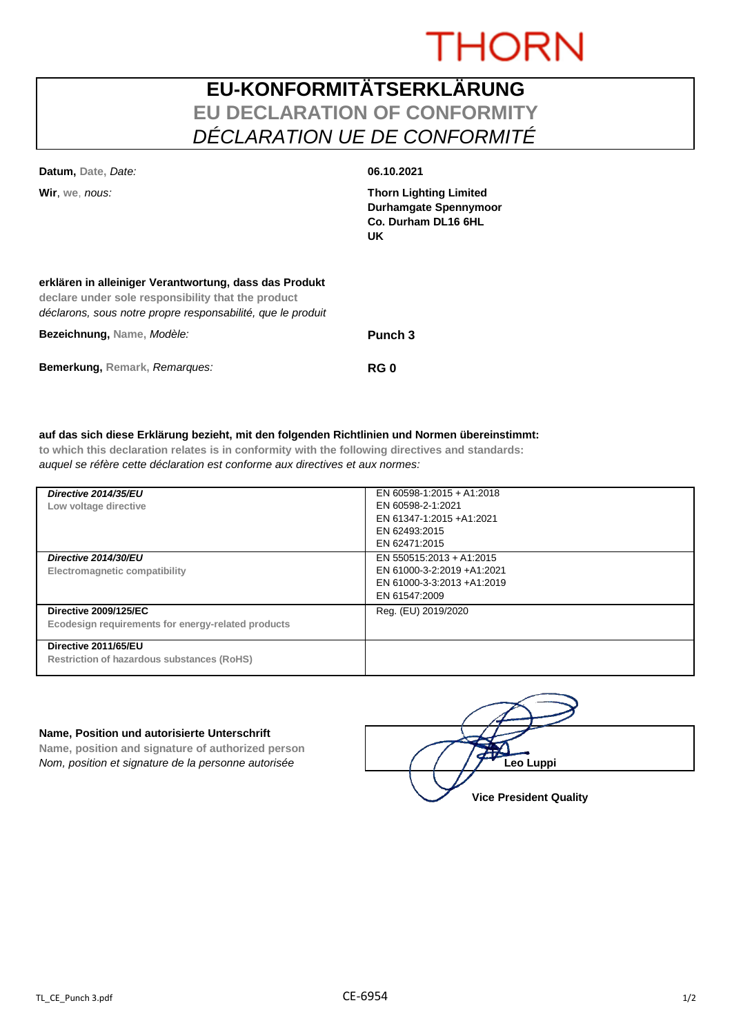THORN

# EU-KONFORMITÄTSERKLÄRUNG

## EU DECLARATION OF CONFORMITY

## *DÉCLARATION UE DE CONFORMITÉ*

**Datum,** Date, *Date:* **06.10.2021**

**Wir**, we, *nous:*

**Thorn Lighting Limited**
**Durhamgate Spennymoor**
**Co. Durham DL16 6HL**
**UK**

**erklären in alleiniger Verantwortung, dass das Produkt**
**declare under sole responsibility that the product**
*déclarons, sous notre propre responsabilité, que le produit*

**Bezeichnung,** Name, *Modèle:* **Punch 3**

**Bemerkung,** Remark, *Remarques:* **RG 0**

**auf das sich diese Erklärung bezieht, mit den folgenden Richtlinien und Normen übereinstimmt:**
**to which this declaration relates is in conformity with the following directives and standards:**
*auquel se réfère cette déclaration est conforme aux directives et aux normes:*

| Directive | Standards |
|---|---|
| ***Directive 2014/35/EU*** <br> **Low voltage directive** | EN 60598-1:2015 + A1:2018 <br> EN 60598-2-1:2021 <br> EN 61347-1:2015 +A1:2021 <br> EN 62493:2015 <br> EN 62471:2015 |
| ***Directive 2014/30/EU*** <br> **Electromagnetic compatibility** | EN 550515:2013 + A1:2015 <br> EN 61000-3-2:2019 +A1:2021 <br> EN 61000-3-3:2013 +A1:2019 <br> EN 61547:2009 |
| **Directive 2009/125/EC** <br> **Ecodesign requirements for energy-related products** | Reg. (EU) 2019/2020 |
| **Directive 2011/65/EU** <br> **Restriction of hazardous substances (RoHS)** | |

**Name, Position und autorisierte Unterschrift**
**Name, position and signature of authorized person**
*Nom, position et signature de la personne autorisée*

**Leo Luppi**
**Vice President Quality**

TL_CE_Punch 3.pdf

CE-6954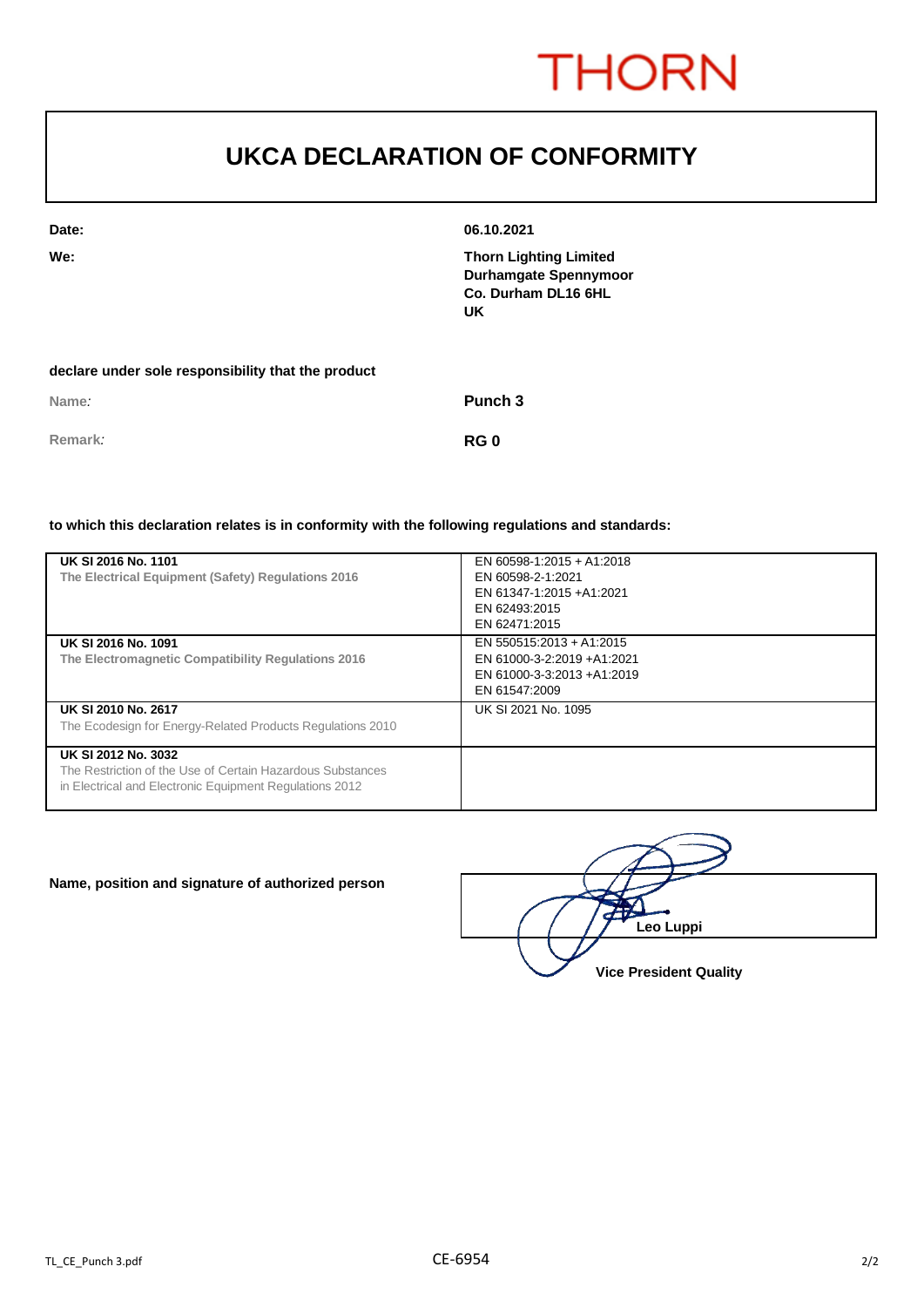THORN

# UKCA DECLARATION OF CONFORMITY

| | |
|---|---|
| **Date:** | **06.10.2021** |
| **We:** | **Thorn Lighting Limited**<br>**Durhamgate Spennymoor**<br>**Co. Durham DL16 6HL**<br>**UK** |

**declare under sole responsibility that the product**

| | |
|---|---|
| Name: | **Punch 3** |
| Remark: | **RG 0** |

**to which this declaration relates is in conformity with the following regulations and standards:**

| | |
|---|---|
| **UK SI 2016 No. 1101**<br>**The Electrical Equipment (Safety) Regulations 2016** | EN 60598-1:2015 + A1:2018<br>EN 60598-2-1:2021<br>EN 61347-1:2015 +A1:2021<br>EN 62493:2015<br>EN 62471:2015 |
| **UK SI 2016 No. 1091**<br>**The Electromagnetic Compatibility Regulations 2016** | EN 550515:2013 + A1:2015<br>EN 61000-3-2:2019 +A1:2021<br>EN 61000-3-3:2013 +A1:2019<br>EN 61547:2009 |
| **UK SI 2010 No. 2617**<br>The Ecodesign for Energy-Related Products Regulations 2010 | UK SI 2021 No. 1095 |
| **UK SI 2012 No. 3032**<br>The Restriction of the Use of Certain Hazardous Substances in Electrical and Electronic Equipment Regulations 2012 | |

**Name, position and signature of authorized person**

**Leo Luppi**

**Vice President Quality**

TL_CE_Punch 3.pdf

CE-6954